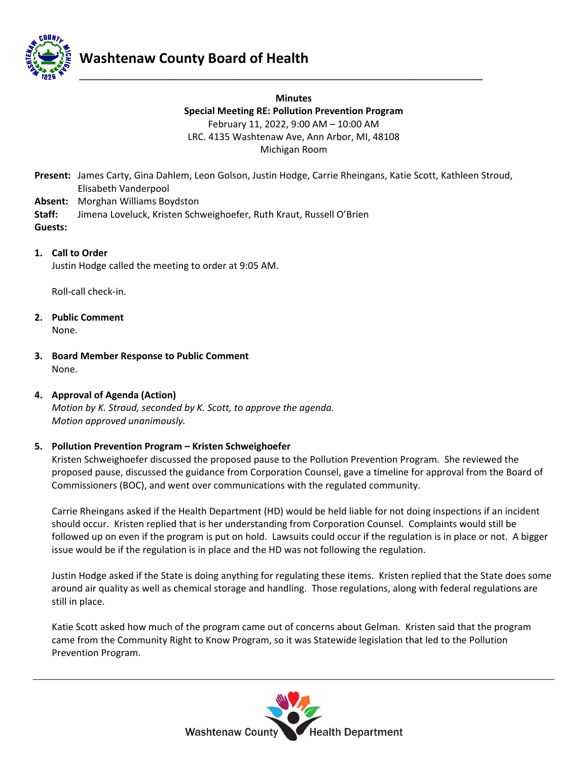# Washtenaw County Board of Health

**Minutes**
**Special Meeting RE: Pollution Prevention Program**
February 11, 2022, 9:00 AM – 10:00 AM
LRC. 4135 Washtenaw Ave, Ann Arbor, MI, 48108
Michigan Room

**Present:** James Carty, Gina Dahlem, Leon Golson, Justin Hodge, Carrie Rheingans, Katie Scott, Kathleen Stroud, Elisabeth Vanderpool
**Absent:** Morghan Williams Boydston
**Staff:** Jimena Loveluck, Kristen Schweighoefer, Ruth Kraut, Russell O'Brien
**Guests:**

1. **Call to Order**
   Justin Hodge called the meeting to order at 9:05 AM.

   Roll-call check-in.

2. **Public Comment**
   None.

3. **Board Member Response to Public Comment**
   None.

4. **Approval of Agenda (Action)**
   *Motion by K. Stroud, seconded by K. Scott, to approve the agenda.*
   *Motion approved unanimously.*

5. **Pollution Prevention Program – Kristen Schweighoefer**
   Kristen Schweighoefer discussed the proposed pause to the Pollution Prevention Program. She reviewed the proposed pause, discussed the guidance from Corporation Counsel, gave a timeline for approval from the Board of Commissioners (BOC), and went over communications with the regulated community.

   Carrie Rheingans asked if the Health Department (HD) would be held liable for not doing inspections if an incident should occur. Kristen replied that is her understanding from Corporation Counsel. Complaints would still be followed up on even if the program is put on hold. Lawsuits could occur if the regulation is in place or not. A bigger issue would be if the regulation is in place and the HD was not following the regulation.

   Justin Hodge asked if the State is doing anything for regulating these items. Kristen replied that the State does some around air quality as well as chemical storage and handling. Those regulations, along with federal regulations are still in place.

   Katie Scott asked how much of the program came out of concerns about Gelman. Kristen said that the program came from the Community Right to Know Program, so it was Statewide legislation that led to the Pollution Prevention Program.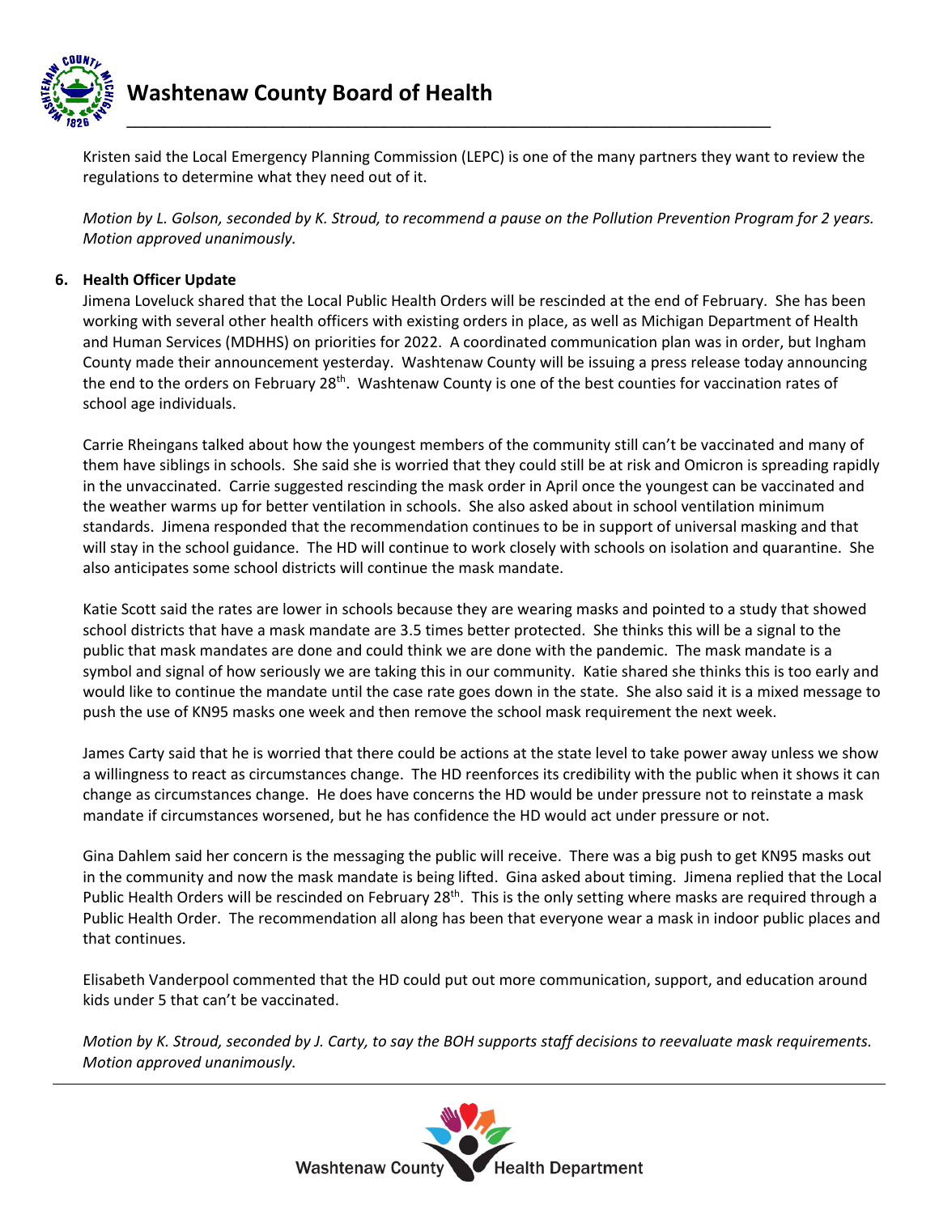Kristen said the Local Emergency Planning Commission (LEPC) is one of the many partners they want to review the regulations to determine what they need out of it.

*Motion by L. Golson, seconded by K. Stroud, to recommend a pause on the Pollution Prevention Program for 2 years. Motion approved unanimously.*

**6. Health Officer Update**

Jimena Loveluck shared that the Local Public Health Orders will be rescinded at the end of February. She has been working with several other health officers with existing orders in place, as well as Michigan Department of Health and Human Services (MDHHS) on priorities for 2022. A coordinated communication plan was in order, but Ingham County made their announcement yesterday. Washtenaw County will be issuing a press release today announcing the end to the orders on February 28th. Washtenaw County is one of the best counties for vaccination rates of school age individuals.

Carrie Rheingans talked about how the youngest members of the community still can't be vaccinated and many of them have siblings in schools. She said she is worried that they could still be at risk and Omicron is spreading rapidly in the unvaccinated. Carrie suggested rescinding the mask order in April once the youngest can be vaccinated and the weather warms up for better ventilation in schools. She also asked about in school ventilation minimum standards. Jimena responded that the recommendation continues to be in support of universal masking and that will stay in the school guidance. The HD will continue to work closely with schools on isolation and quarantine. She also anticipates some school districts will continue the mask mandate.

Katie Scott said the rates are lower in schools because they are wearing masks and pointed to a study that showed school districts that have a mask mandate are 3.5 times better protected. She thinks this will be a signal to the public that mask mandates are done and could think we are done with the pandemic. The mask mandate is a symbol and signal of how seriously we are taking this in our community. Katie shared she thinks this is too early and would like to continue the mandate until the case rate goes down in the state. She also said it is a mixed message to push the use of KN95 masks one week and then remove the school mask requirement the next week.

James Carty said that he is worried that there could be actions at the state level to take power away unless we show a willingness to react as circumstances change. The HD reenforces its credibility with the public when it shows it can change as circumstances change. He does have concerns the HD would be under pressure not to reinstate a mask mandate if circumstances worsened, but he has confidence the HD would act under pressure or not.

Gina Dahlem said her concern is the messaging the public will receive. There was a big push to get KN95 masks out in the community and now the mask mandate is being lifted. Gina asked about timing. Jimena replied that the Local Public Health Orders will be rescinded on February 28th. This is the only setting where masks are required through a Public Health Order. The recommendation all along has been that everyone wear a mask in indoor public places and that continues.

Elisabeth Vanderpool commented that the HD could put out more communication, support, and education around kids under 5 that can't be vaccinated.

*Motion by K. Stroud, seconded by J. Carty, to say the BOH supports staff decisions to reevaluate mask requirements. Motion approved unanimously.*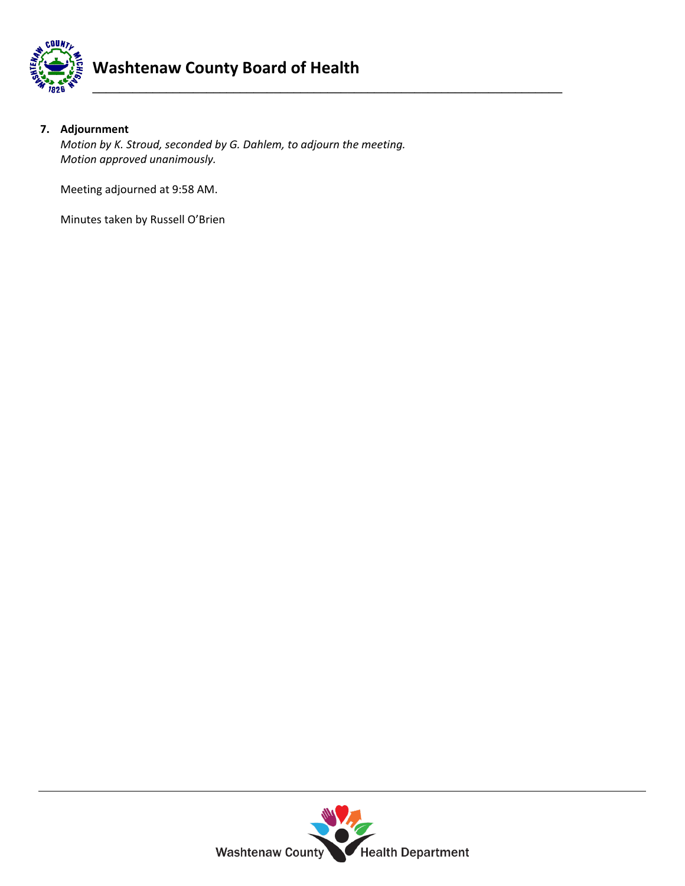7. **Adjournment**

   *Motion by K. Stroud, seconded by G. Dahlem, to adjourn the meeting.*
   *Motion approved unanimously.*

   Meeting adjourned at 9:58 AM.

   Minutes taken by Russell O'Brien